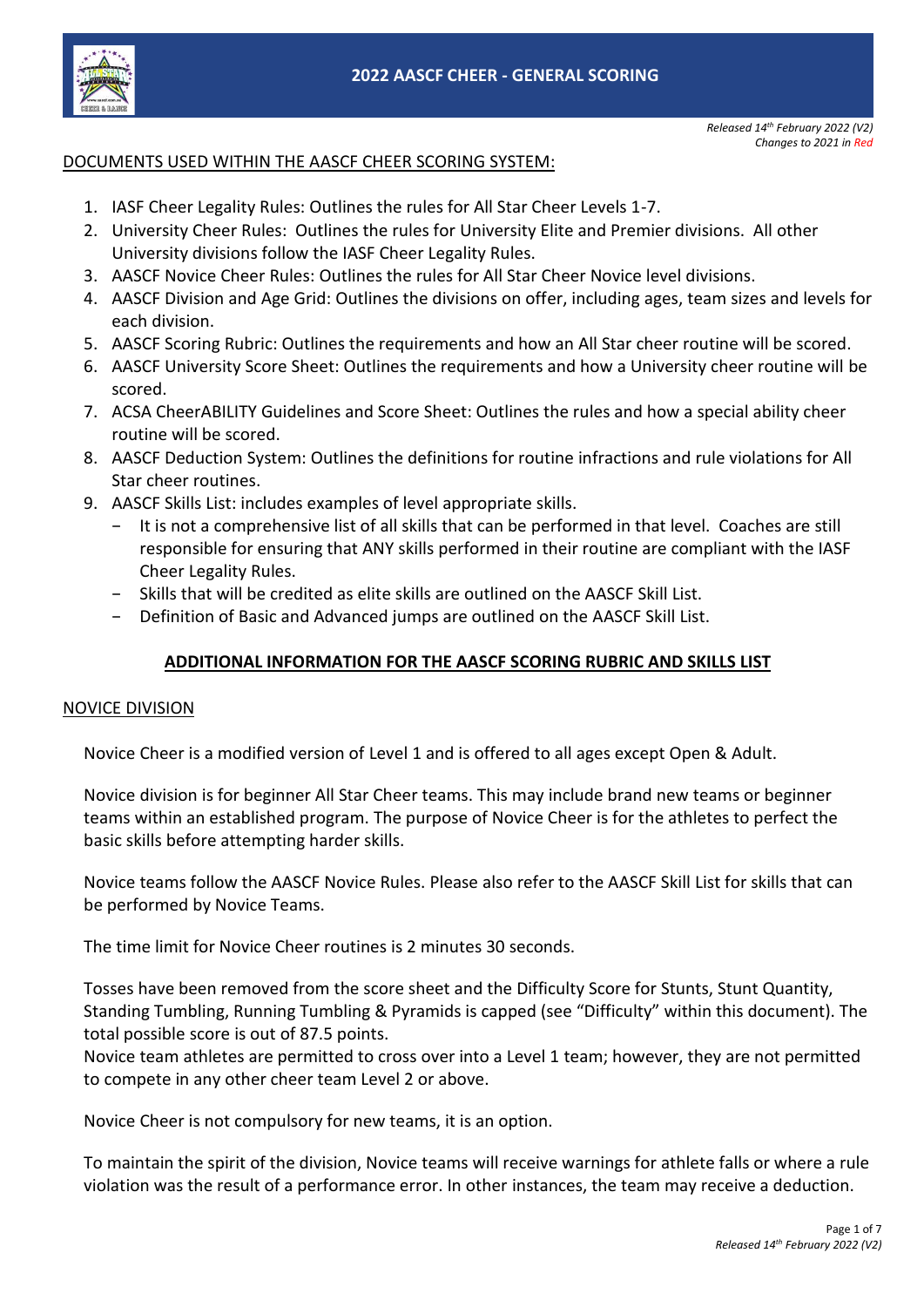# 2022 AASCF CHEER - GENERAL SCORING

*Released 14th February 2022 (V2)*
*Changes to 2021 in Red*

## DOCUMENTS USED WITHIN THE AASCF CHEER SCORING SYSTEM:

1. IASF Cheer Legality Rules: Outlines the rules for All Star Cheer Levels 1-7.
2. University Cheer Rules: Outlines the rules for University Elite and Premier divisions. All other University divisions follow the IASF Cheer Legality Rules.
3. AASCF Novice Cheer Rules: Outlines the rules for All Star Cheer Novice level divisions.
4. AASCF Division and Age Grid: Outlines the divisions on offer, including ages, team sizes and levels for each division.
5. AASCF Scoring Rubric: Outlines the requirements and how an All Star cheer routine will be scored.
6. AASCF University Score Sheet: Outlines the requirements and how a University cheer routine will be scored.
7. ACSA CheerABILITY Guidelines and Score Sheet: Outlines the rules and how a special ability cheer routine will be scored.
8. AASCF Deduction System: Outlines the definitions for routine infractions and rule violations for All Star cheer routines.
9. AASCF Skills List: includes examples of level appropriate skills.
   - It is not a comprehensive list of all skills that can be performed in that level. Coaches are still responsible for ensuring that ANY skills performed in their routine are compliant with the IASF Cheer Legality Rules.
   - Skills that will be credited as elite skills are outlined on the AASCF Skill List.
   - Definition of Basic and Advanced jumps are outlined on the AASCF Skill List.

## ADDITIONAL INFORMATION FOR THE AASCF SCORING RUBRIC AND SKILLS LIST

### NOVICE DIVISION

Novice Cheer is a modified version of Level 1 and is offered to all ages except Open & Adult.

Novice division is for beginner All Star Cheer teams. This may include brand new teams or beginner teams within an established program. The purpose of Novice Cheer is for the athletes to perfect the basic skills before attempting harder skills.

Novice teams follow the AASCF Novice Rules. Please also refer to the AASCF Skill List for skills that can be performed by Novice Teams.

The time limit for Novice Cheer routines is 2 minutes 30 seconds.

Tosses have been removed from the score sheet and the Difficulty Score for Stunts, Stunt Quantity, Standing Tumbling, Running Tumbling & Pyramids is capped (see "Difficulty" within this document). The total possible score is out of 87.5 points.
Novice team athletes are permitted to cross over into a Level 1 team; however, they are not permitted to compete in any other cheer team Level 2 or above.

Novice Cheer is not compulsory for new teams, it is an option.

To maintain the spirit of the division, Novice teams will receive warnings for athlete falls or where a rule violation was the result of a performance error. In other instances, the team may receive a deduction.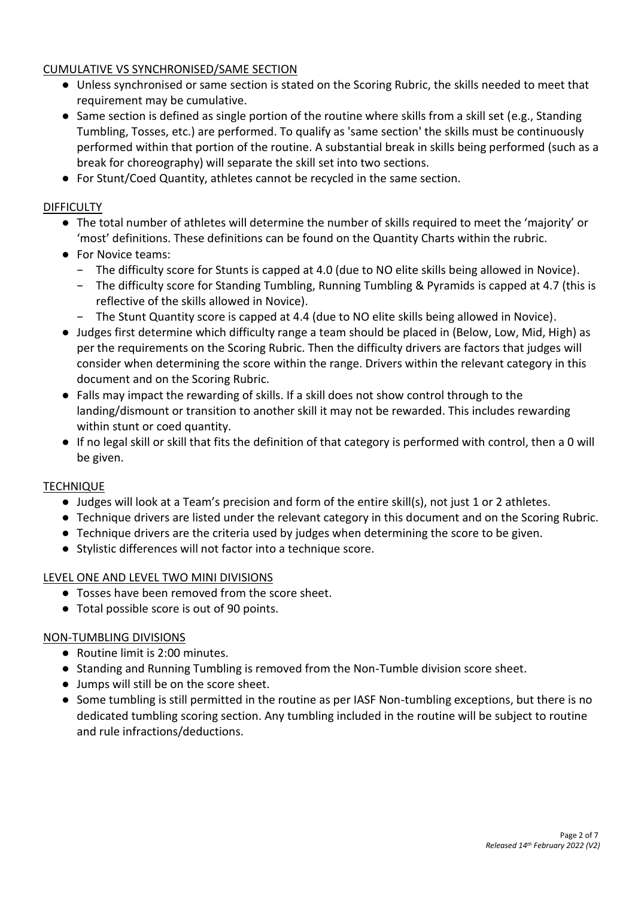## CUMULATIVE VS SYNCHRONISED/SAME SECTION

- Unless synchronised or same section is stated on the Scoring Rubric, the skills needed to meet that requirement may be cumulative.
- Same section is defined as single portion of the routine where skills from a skill set (e.g., Standing Tumbling, Tosses, etc.) are performed. To qualify as 'same section' the skills must be continuously performed within that portion of the routine. A substantial break in skills being performed (such as a break for choreography) will separate the skill set into two sections.
- For Stunt/Coed Quantity, athletes cannot be recycled in the same section.

## DIFFICULTY

- The total number of athletes will determine the number of skills required to meet the 'majority' or 'most' definitions. These definitions can be found on the Quantity Charts within the rubric.
- For Novice teams:
  - The difficulty score for Stunts is capped at 4.0 (due to NO elite skills being allowed in Novice).
  - The difficulty score for Standing Tumbling, Running Tumbling & Pyramids is capped at 4.7 (this is reflective of the skills allowed in Novice).
  - The Stunt Quantity score is capped at 4.4 (due to NO elite skills being allowed in Novice).
- Judges first determine which difficulty range a team should be placed in (Below, Low, Mid, High) as per the requirements on the Scoring Rubric. Then the difficulty drivers are factors that judges will consider when determining the score within the range. Drivers within the relevant category in this document and on the Scoring Rubric.
- Falls may impact the rewarding of skills. If a skill does not show control through to the landing/dismount or transition to another skill it may not be rewarded. This includes rewarding within stunt or coed quantity.
- If no legal skill or skill that fits the definition of that category is performed with control, then a 0 will be given.

## TECHNIQUE

- Judges will look at a Team's precision and form of the entire skill(s), not just 1 or 2 athletes.
- Technique drivers are listed under the relevant category in this document and on the Scoring Rubric.
- Technique drivers are the criteria used by judges when determining the score to be given.
- Stylistic differences will not factor into a technique score.

## LEVEL ONE AND LEVEL TWO MINI DIVISIONS

- Tosses have been removed from the score sheet.
- Total possible score is out of 90 points.

## NON-TUMBLING DIVISIONS

- Routine limit is 2:00 minutes.
- Standing and Running Tumbling is removed from the Non-Tumble division score sheet.
- Jumps will still be on the score sheet.
- Some tumbling is still permitted in the routine as per IASF Non-tumbling exceptions, but there is no dedicated tumbling scoring section. Any tumbling included in the routine will be subject to routine and rule infractions/deductions.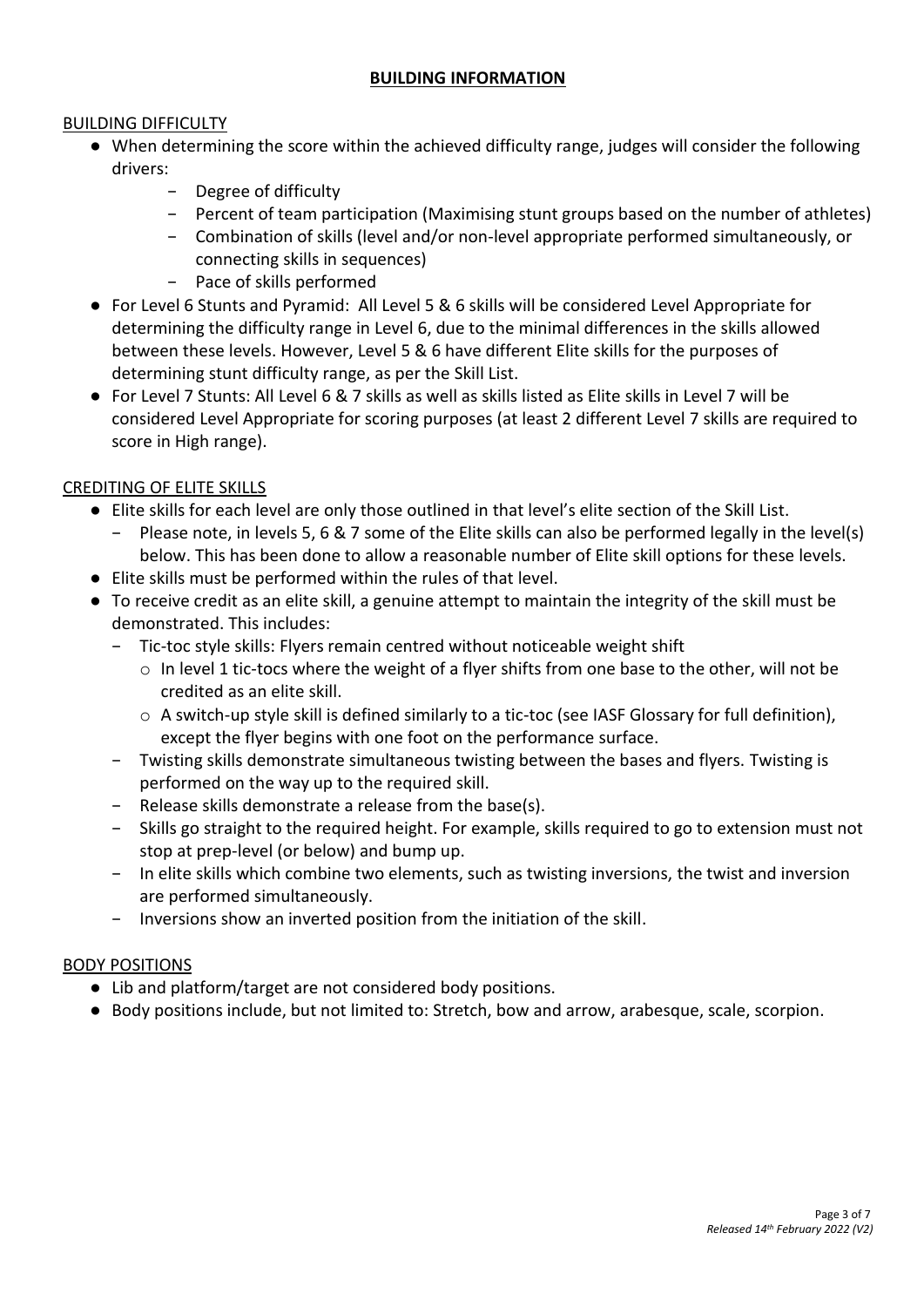# BUILDING INFORMATION

## BUILDING DIFFICULTY

- When determining the score within the achieved difficulty range, judges will consider the following drivers:
  - Degree of difficulty
  - Percent of team participation (Maximising stunt groups based on the number of athletes)
  - Combination of skills (level and/or non-level appropriate performed simultaneously, or connecting skills in sequences)
  - Pace of skills performed
- For Level 6 Stunts and Pyramid: All Level 5 & 6 skills will be considered Level Appropriate for determining the difficulty range in Level 6, due to the minimal differences in the skills allowed between these levels. However, Level 5 & 6 have different Elite skills for the purposes of determining stunt difficulty range, as per the Skill List.
- For Level 7 Stunts: All Level 6 & 7 skills as well as skills listed as Elite skills in Level 7 will be considered Level Appropriate for scoring purposes (at least 2 different Level 7 skills are required to score in High range).

## CREDITING OF ELITE SKILLS

- Elite skills for each level are only those outlined in that level's elite section of the Skill List.
  - Please note, in levels 5, 6 & 7 some of the Elite skills can also be performed legally in the level(s) below. This has been done to allow a reasonable number of Elite skill options for these levels.
- Elite skills must be performed within the rules of that level.
- To receive credit as an elite skill, a genuine attempt to maintain the integrity of the skill must be demonstrated. This includes:
  - Tic-toc style skills: Flyers remain centred without noticeable weight shift
    - In level 1 tic-tocs where the weight of a flyer shifts from one base to the other, will not be credited as an elite skill.
    - A switch-up style skill is defined similarly to a tic-toc (see IASF Glossary for full definition), except the flyer begins with one foot on the performance surface.
  - Twisting skills demonstrate simultaneous twisting between the bases and flyers. Twisting is performed on the way up to the required skill.
  - Release skills demonstrate a release from the base(s).
  - Skills go straight to the required height. For example, skills required to go to extension must not stop at prep-level (or below) and bump up.
  - In elite skills which combine two elements, such as twisting inversions, the twist and inversion are performed simultaneously.
  - Inversions show an inverted position from the initiation of the skill.

## BODY POSITIONS

- Lib and platform/target are not considered body positions.
- Body positions include, but not limited to: Stretch, bow and arrow, arabesque, scale, scorpion.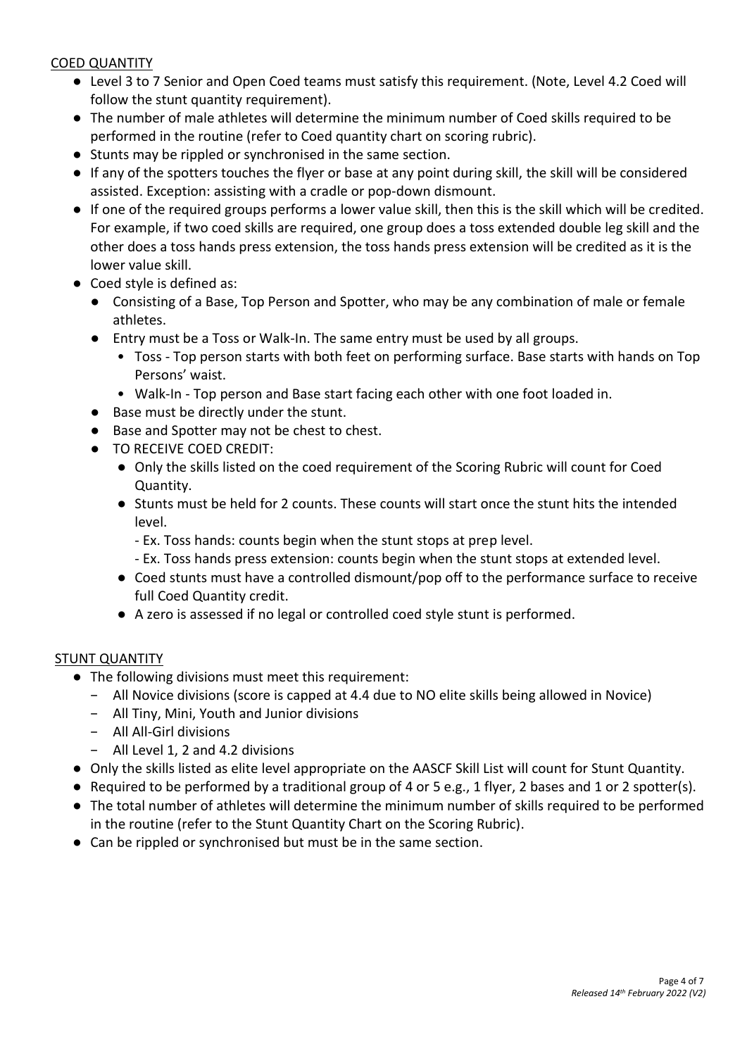## COED QUANTITY

- Level 3 to 7 Senior and Open Coed teams must satisfy this requirement. (Note, Level 4.2 Coed will follow the stunt quantity requirement).
- The number of male athletes will determine the minimum number of Coed skills required to be performed in the routine (refer to Coed quantity chart on scoring rubric).
- Stunts may be rippled or synchronised in the same section.
- If any of the spotters touches the flyer or base at any point during skill, the skill will be considered assisted. Exception: assisting with a cradle or pop-down dismount.
- If one of the required groups performs a lower value skill, then this is the skill which will be credited. For example, if two coed skills are required, one group does a toss extended double leg skill and the other does a toss hands press extension, the toss hands press extension will be credited as it is the lower value skill.
- Coed style is defined as:
  - Consisting of a Base, Top Person and Spotter, who may be any combination of male or female athletes.
  - Entry must be a Toss or Walk-In. The same entry must be used by all groups.
    - Toss - Top person starts with both feet on performing surface. Base starts with hands on Top Persons' waist.
    - Walk-In - Top person and Base start facing each other with one foot loaded in.
  - Base must be directly under the stunt.
  - Base and Spotter may not be chest to chest.
  - TO RECEIVE COED CREDIT:
    - Only the skills listed on the coed requirement of the Scoring Rubric will count for Coed Quantity.
    - Stunts must be held for 2 counts. These counts will start once the stunt hits the intended level.
      - Ex. Toss hands: counts begin when the stunt stops at prep level.
      - Ex. Toss hands press extension: counts begin when the stunt stops at extended level.
    - Coed stunts must have a controlled dismount/pop off to the performance surface to receive full Coed Quantity credit.
    - A zero is assessed if no legal or controlled coed style stunt is performed.

## STUNT QUANTITY

- The following divisions must meet this requirement:
  - All Novice divisions (score is capped at 4.4 due to NO elite skills being allowed in Novice)
  - All Tiny, Mini, Youth and Junior divisions
  - All All-Girl divisions
  - All Level 1, 2 and 4.2 divisions
- Only the skills listed as elite level appropriate on the AASCF Skill List will count for Stunt Quantity.
- Required to be performed by a traditional group of 4 or 5 e.g., 1 flyer, 2 bases and 1 or 2 spotter(s).
- The total number of athletes will determine the minimum number of skills required to be performed in the routine (refer to the Stunt Quantity Chart on the Scoring Rubric).
- Can be rippled or synchronised but must be in the same section.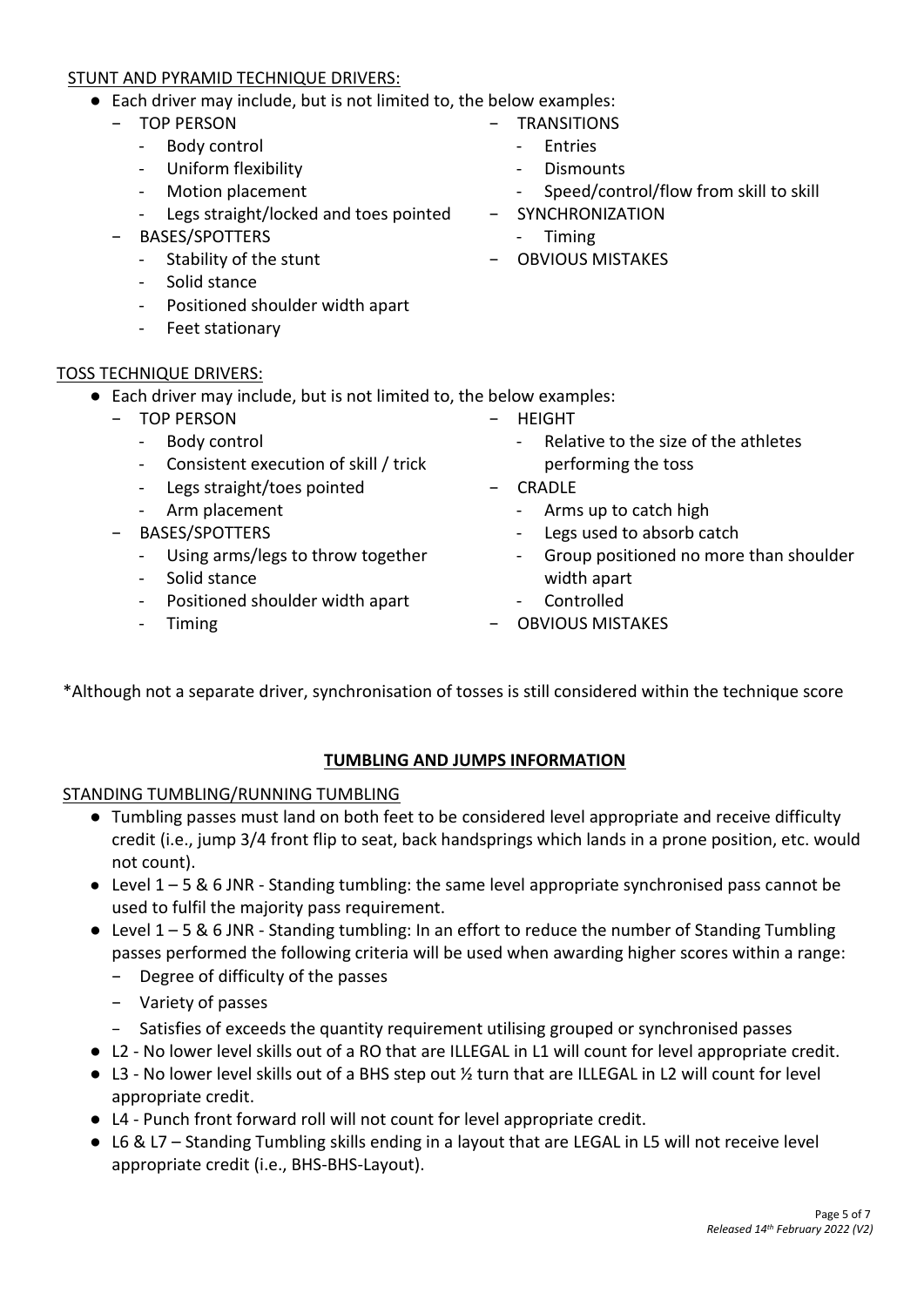STUNT AND PYRAMID TECHNIQUE DRIVERS:

- Each driver may include, but is not limited to, the below examples:
  - TOP PERSON
    - Body control
    - Uniform flexibility
    - Motion placement
    - Legs straight/locked and toes pointed
  - BASES/SPOTTERS
    - Stability of the stunt
    - Solid stance
    - Positioned shoulder width apart
    - Feet stationary
  - TRANSITIONS
    - Entries
    - Dismounts
    - Speed/control/flow from skill to skill
  - SYNCHRONIZATION
    - Timing
  - OBVIOUS MISTAKES

TOSS TECHNIQUE DRIVERS:

- Each driver may include, but is not limited to, the below examples:
  - TOP PERSON
    - Body control
    - Consistent execution of skill / trick
    - Legs straight/toes pointed
    - Arm placement
  - BASES/SPOTTERS
    - Using arms/legs to throw together
    - Solid stance
    - Positioned shoulder width apart
    - Timing
  - HEIGHT
    - Relative to the size of the athletes performing the toss
  - CRADLE
    - Arms up to catch high
    - Legs used to absorb catch
    - Group positioned no more than shoulder width apart
    - Controlled
  - OBVIOUS MISTAKES

*Although not a separate driver, synchronisation of tosses is still considered within the technique score

## TUMBLING AND JUMPS INFORMATION

STANDING TUMBLING/RUNNING TUMBLING

- Tumbling passes must land on both feet to be considered level appropriate and receive difficulty credit (i.e., jump 3/4 front flip to seat, back handsprings which lands in a prone position, etc. would not count).
- Level 1 – 5 & 6 JNR - Standing tumbling: the same level appropriate synchronised pass cannot be used to fulfil the majority pass requirement.
- Level 1 – 5 & 6 JNR - Standing tumbling: In an effort to reduce the number of Standing Tumbling passes performed the following criteria will be used when awarding higher scores within a range:
  - Degree of difficulty of the passes
  - Variety of passes
  - Satisfies of exceeds the quantity requirement utilising grouped or synchronised passes
- L2 - No lower level skills out of a RO that are ILLEGAL in L1 will count for level appropriate credit.
- L3 - No lower level skills out of a BHS step out ½ turn that are ILLEGAL in L2 will count for level appropriate credit.
- L4 - Punch front forward roll will not count for level appropriate credit.
- L6 & L7 – Standing Tumbling skills ending in a layout that are LEGAL in L5 will not receive level appropriate credit (i.e., BHS-BHS-Layout).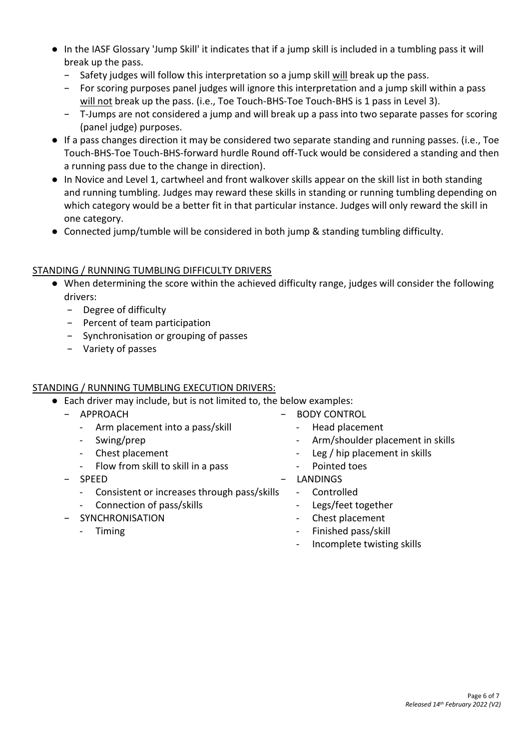- In the IASF Glossary 'Jump Skill' it indicates that if a jump skill is included in a tumbling pass it will break up the pass.
  - Safety judges will follow this interpretation so a jump skill <u>will</u> break up the pass.
  - For scoring purposes panel judges will ignore this interpretation and a jump skill within a pass <u>will not</u> break up the pass. (i.e., Toe Touch-BHS-Toe Touch-BHS is 1 pass in Level 3).
  - T-Jumps are not considered a jump and will break up a pass into two separate passes for scoring (panel judge) purposes.
- If a pass changes direction it may be considered two separate standing and running passes. (i.e., Toe Touch-BHS-Toe Touch-BHS-forward hurdle Round off-Tuck would be considered a standing and then a running pass due to the change in direction).
- In Novice and Level 1, cartwheel and front walkover skills appear on the skill list in both standing and running tumbling. Judges may reward these skills in standing or running tumbling depending on which category would be a better fit in that particular instance. Judges will only reward the skill in one category.
- Connected jump/tumble will be considered in both jump & standing tumbling difficulty.

## <u>STANDING / RUNNING TUMBLING DIFFICULTY DRIVERS</u>

- When determining the score within the achieved difficulty range, judges will consider the following drivers:
  - Degree of difficulty
  - Percent of team participation
  - Synchronisation or grouping of passes
  - Variety of passes

## <u>STANDING / RUNNING TUMBLING EXECUTION DRIVERS:</u>

- Each driver may include, but is not limited to, the below examples:
  - APPROACH
    - Arm placement into a pass/skill
    - Swing/prep
    - Chest placement
    - Flow from skill to skill in a pass
  - SPEED
    - Consistent or increases through pass/skills
    - Connection of pass/skills
  - SYNCHRONISATION
    - Timing
  - BODY CONTROL
    - Head placement
    - Arm/shoulder placement in skills
    - Leg / hip placement in skills
    - Pointed toes
  - LANDINGS
    - Controlled
    - Legs/feet together
    - Chest placement
    - Finished pass/skill
    - Incomplete twisting skills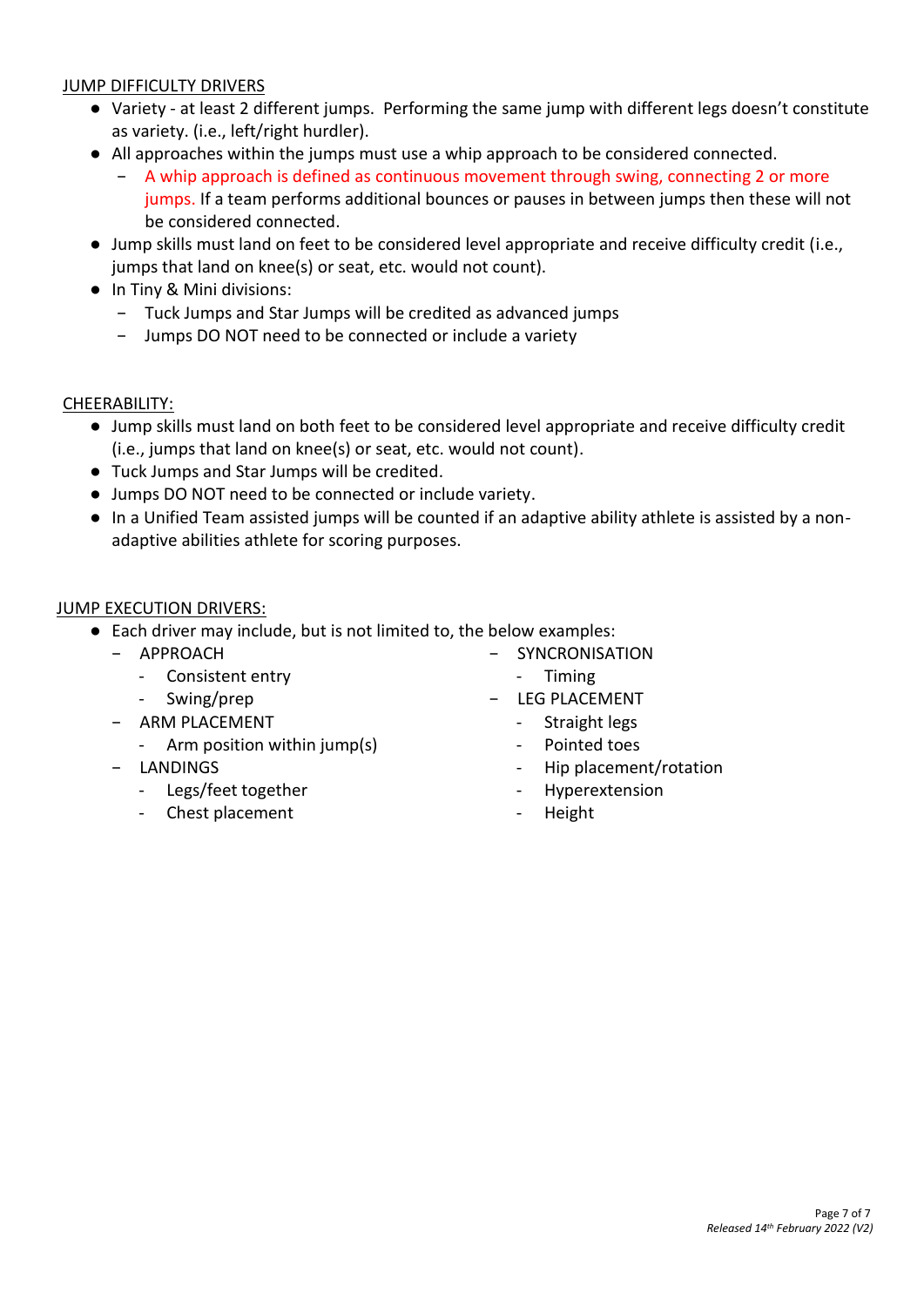JUMP DIFFICULTY DRIVERS

- Variety - at least 2 different jumps. Performing the same jump with different legs doesn't constitute as variety. (i.e., left/right hurdler).
- All approaches within the jumps must use a whip approach to be considered connected.
  - A whip approach is defined as continuous movement through swing, connecting 2 or more jumps. If a team performs additional bounces or pauses in between jumps then these will not be considered connected.
- Jump skills must land on feet to be considered level appropriate and receive difficulty credit (i.e., jumps that land on knee(s) or seat, etc. would not count).
- In Tiny & Mini divisions:
  - Tuck Jumps and Star Jumps will be credited as advanced jumps
  - Jumps DO NOT need to be connected or include a variety

CHEERABILITY:

- Jump skills must land on both feet to be considered level appropriate and receive difficulty credit (i.e., jumps that land on knee(s) or seat, etc. would not count).
- Tuck Jumps and Star Jumps will be credited.
- Jumps DO NOT need to be connected or include variety.
- In a Unified Team assisted jumps will be counted if an adaptive ability athlete is assisted by a non-adaptive abilities athlete for scoring purposes.

JUMP EXECUTION DRIVERS:

- Each driver may include, but is not limited to, the below examples:
  - APPROACH
    - Consistent entry
    - Swing/prep
  - ARM PLACEMENT
    - Arm position within jump(s)
  - LANDINGS
    - Legs/feet together
    - Chest placement
  - SYNCRONISATION
    - Timing
  - LEG PLACEMENT
    - Straight legs
    - Pointed toes
    - Hip placement/rotation
    - Hyperextension
    - Height

*Released 14th February 2022 (V2)*